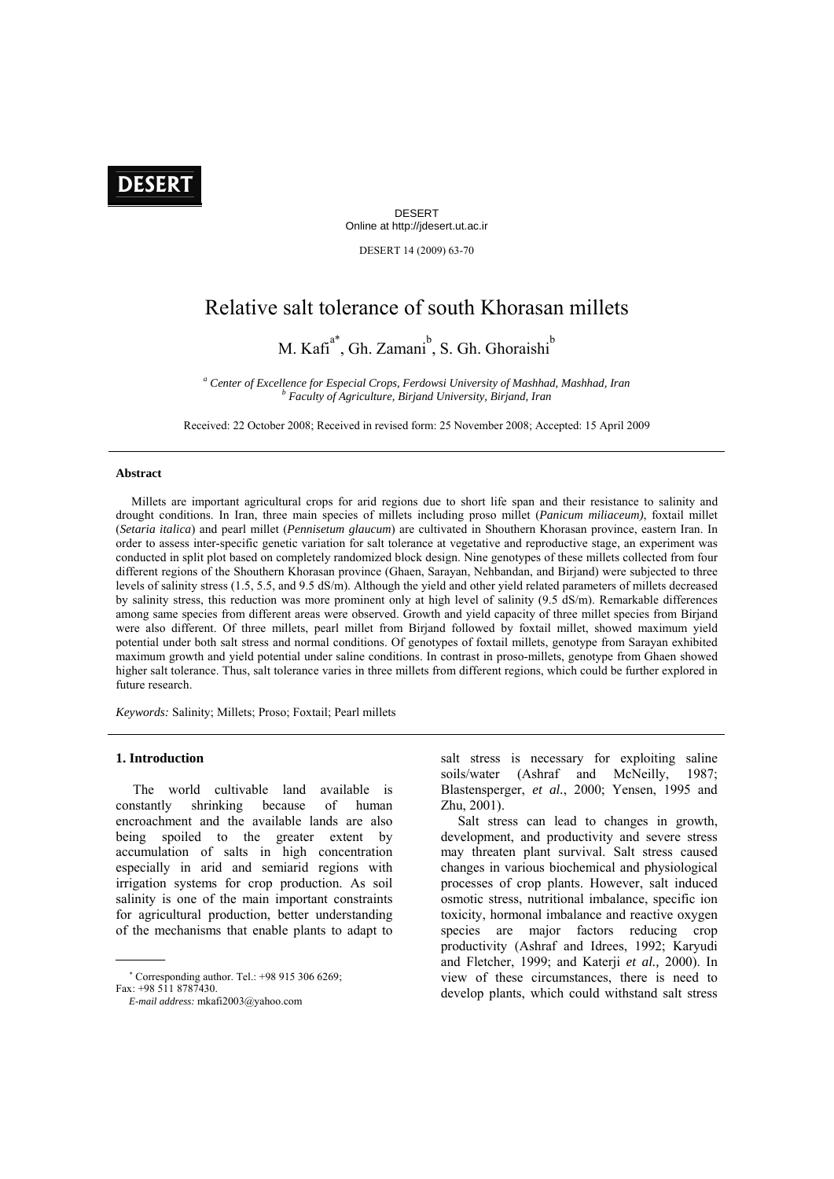# Relative salt tolerance of south Khorasan millets

M. Kafi[a*], Gh. Zamani[b], S. Gh. Ghoraishi[b]

[a] *Center of Excellence for Especial Crops, Ferdowsi University of Mashhad, Mashhad, Iran*
[b] *Faculty of Agriculture, Birjand University, Birjand, Iran*

Received: 22 October 2008; Received in revised form: 25 November 2008; Accepted: 15 April 2009

---

## Abstract

Millets are important agricultural crops for arid regions due to short life span and their resistance to salinity and drought conditions. In Iran, three main species of millets including proso millet (*Panicum miliaceum)*, foxtail millet (*Setaria italica*) and pearl millet (*Pennisetum glaucum*) are cultivated in Shouthern Khorasan province, eastern Iran. In order to assess inter-specific genetic variation for salt tolerance at vegetative and reproductive stage, an experiment was conducted in split plot based on completely randomized block design. Nine genotypes of these millets collected from four different regions of the Shouthern Khorasan province (Ghaen, Sarayan, Nehbandan, and Birjand) were subjected to three levels of salinity stress (1.5, 5.5, and 9.5 dS/m). Although the yield and other yield related parameters of millets decreased by salinity stress, this reduction was more prominent only at high level of salinity (9.5 dS/m). Remarkable differences among same species from different areas were observed. Growth and yield capacity of three millet species from Birjand were also different. Of three millets, pearl millet from Birjand followed by foxtail millet, showed maximum yield potential under both salt stress and normal conditions. Of genotypes of foxtail millets, genotype from Sarayan exhibited maximum growth and yield potential under saline conditions. In contrast in proso-millets, genotype from Ghaen showed higher salt tolerance. Thus, salt tolerance varies in three millets from different regions, which could be further explored in future research.

*Keywords:* Salinity; Millets; Proso; Foxtail; Pearl millets

---

## 1. Introduction

The world cultivable land available is constantly shrinking because of human encroachment and the available lands are also being spoiled to the greater extent by accumulation of salts in high concentration especially in arid and semiarid regions with irrigation systems for crop production. As soil salinity is one of the main important constraints for agricultural production, better understanding of the mechanisms that enable plants to adapt to salt stress is necessary for exploiting saline soils/water (Ashraf and McNeilly, 1987; Blastensperger, *et al.*, 2000; Yensen, 1995 and Zhu, 2001).

Salt stress can lead to changes in growth, development, and productivity and severe stress may threaten plant survival. Salt stress caused changes in various biochemical and physiological processes of crop plants. However, salt induced osmotic stress, nutritional imbalance, specific ion toxicity, hormonal imbalance and reactive oxygen species are major factors reducing crop productivity (Ashraf and Idrees, 1992; Karyudi and Fletcher, 1999; and Katerji *et al.,* 2000). In view of these circumstances, there is need to develop plants, which could withstand salt stress

---

[*] Corresponding author. Tel.: +98 915 306 6269; Fax: +98 511 8787430.
*E-mail address:* mkafi2003@yahoo.com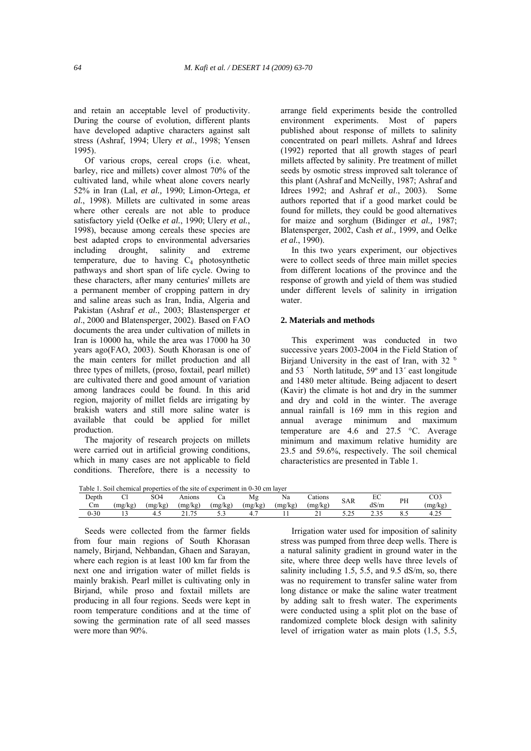and retain an acceptable level of productivity. During the course of evolution, different plants have developed adaptive characters against salt stress (Ashraf, 1994; Ulery *et al.*, 1998; Yensen 1995).

Of various crops, cereal crops (i.e. wheat, barley, rice and millets) cover almost 70% of the cultivated land, while wheat alone covers nearly 52% in Iran (Lal, *et al.,* 1990; Limon-Ortega, *et al.*, 1998). Millets are cultivated in some areas where other cereals are not able to produce satisfactory yield (Oelke *et al.*, 1990; Ulery *et al.*, 1998), because among cereals these species are best adapted crops to environmental adversaries including drought, salinity and extreme temperature, due to having $C_4$ photosynthetic pathways and short span of life cycle. Owing to these characters, after many centuries' millets are a permanent member of cropping pattern in dry and saline areas such as Iran, India, Algeria and Pakistan (Ashraf *et al.*, 2003; Blastensperger *et al*., 2000 and Blatensperger, 2002). Based on FAO documents the area under cultivation of millets in Iran is 10000 ha, while the area was 17000 ha 30 years ago(FAO, 2003). South Khorasan is one of the main centers for millet production and all three types of millets, (proso, foxtail, pearl millet) are cultivated there and good amount of variation among landraces could be found. In this arid region, majority of millet fields are irrigating by brakish waters and still more saline water is available that could be applied for millet production.

The majority of research projects on millets were carried out in artificial growing conditions, which in many cases are not applicable to field conditions. Therefore, there is a necessity to arrange field experiments beside the controlled environment experiments. Most of papers published about response of millets to salinity concentrated on pearl millets. Ashraf and Idrees (1992) reported that all growth stages of pearl millets affected by salinity. Pre treatment of millet seeds by osmotic stress improved salt tolerance of this plant (Ashraf and McNeilly, 1987; Ashraf and Idrees 1992; and Ashraf *et al*., 2003). Some authors reported that if a good market could be found for millets, they could be good alternatives for maize and sorghum (Bidinger *et al.,* 1987; Blatensperger, 2002, Cash *et al.,* 1999, and Oelke *et al.*, 1990).

In this two years experiment, our objectives were to collect seeds of three main millet species from different locations of the province and the response of growth and yield of them was studied under different levels of salinity in irrigation water.

## 2. Materials and methods

This experiment was conducted in two successive years 2003-2004 in the Field Station of Birjand University in the east of Iran, with 32 ° and 53 ´ North latitude, 59º and 13´ east longitude and 1480 meter altitude. Being adjacent to desert (Kavir) the climate is hot and dry in the summer and dry and cold in the winter. The average annual rainfall is 169 mm in this region and annual average minimum and maximum temperature are 4.6 and 27.5 °C. Average minimum and maximum relative humidity are 23.5 and 59.6%, respectively. The soil chemical characteristics are presented in Table 1.

Table 1. Soil chemical properties of the site of experiment in 0-30 cm layer

| Depth Cm | Cl (mg/kg) | SO4 (mg/kg) | Anions (mg/kg) | Ca (mg/kg) | Mg (mg/kg) | Na (mg/kg) | Cations (mg/kg) | SAR | EC dS/m | PH | CO3 (mg/kg) |
|---|---|---|---|---|---|---|---|---|---|---|---|
| 0-30 | 13 | 4.5 | 21.75 | 5.3 | 4.7 | 11 | 21 | 5.25 | 2.35 | 8.5 | 4.25 |

Seeds were collected from the farmer fields from four main regions of South Khorasan namely, Birjand, Nehbandan, Ghaen and Sarayan, where each region is at least 100 km far from the next one and irrigation water of millet fields is mainly brakish. Pearl millet is cultivating only in Birjand, while proso and foxtail millets are producing in all four regions. Seeds were kept in room temperature conditions and at the time of sowing the germination rate of all seed masses were more than 90%.

Irrigation water used for imposition of salinity stress was pumped from three deep wells. There is a natural salinity gradient in ground water in the site, where three deep wells have three levels of salinity including 1.5, 5.5, and 9.5 dS/m, so, there was no requirement to transfer saline water from long distance or make the saline water treatment by adding salt to fresh water. The experiments were conducted using a split plot on the base of randomized complete block design with salinity level of irrigation water as main plots (1.5, 5.5,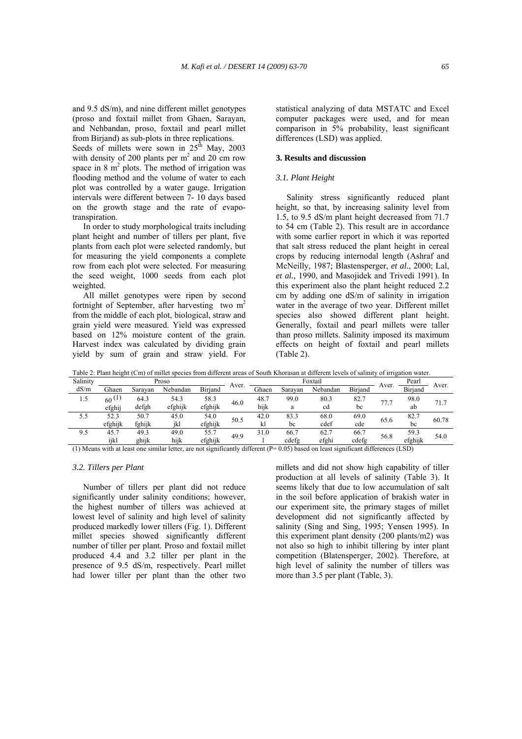and 9.5 dS/m), and nine different millet genotypes (proso and foxtail millet from Ghaen, Sarayan, and Nehbandan, proso, foxtail and pearl millet from Birjand) as sub-plots in three replications.

Seeds of millets were sown in 25[th] May, 2003 with density of 200 plants per $m^2$ and 20 cm row space in 8 $m^2$ plots. The method of irrigation was flooding method and the volume of water to each plot was controlled by a water gauge. Irrigation intervals were different between 7- 10 days based on the growth stage and the rate of evapo-transpiration.

In order to study morphological traits including plant height and number of tillers per plant, five plants from each plot were selected randomly, but for measuring the yield components a complete row from each plot were selected. For measuring the seed weight, 1000 seeds from each plot weighted.

All millet genotypes were ripen by second fortnight of September, after harvesting two $m^2$ from the middle of each plot, biological, straw and grain yield were measured. Yield was expressed based on 12% moisture content of the grain. Harvest index was calculated by dividing grain yield by sum of grain and straw yield. For statistical analyzing of data MSTATC and Excel computer packages were used, and for mean comparison in 5% probability, least significant differences (LSD) was applied.

## 3. Results and discussion

### *3.1. Plant Height*

Salinity stress significantly reduced plant height, so that, by increasing salinity level from 1.5, to 9.5 dS/m plant height decreased from 71.7 to 54 cm (Table 2). This result are in accordance with some earlier report in which it was reported that salt stress reduced the plant height in cereal crops by reducing internodal length (Ashraf and McNeilly, 1987; Blastensperger, *et al.*, 2000; Lal, *et al.,* 1990, and Masojidek and Trivedi 1991). In this experiment also the plant height reduced 2.2 cm by adding one dS/m of salinity in irrigation water in the average of two year. Different millet species also showed different plant height. Generally, foxtail and pearl millets were taller than proso millets. Salinity imposed its maximum effects on height of foxtail and pearl millets (Table 2).

Table 2: Plant height (Cm) of millet species from different areas of South Khorasan at different levels of salinity of irrigation water.

| Salinity dS/m | Proso | | | | Aver. | Foxtail | | | | Aver. | Pearl | Aver. |
|---|---|---|---|---|---|---|---|---|---|---|---|---|
| | Ghaen | Sarayan | Nebandan | Birjand | | Ghaen | Sarayan | Nebandan | Birjand | | Birjand | |
| 1.5 | 60 [(1)] efghij | 64.3 defgh | 54.3 efghijk | 58.3 efghijk | 46.0 | 48.7 hijk | 99.0 a | 80.3 cd | 82.7 bc | 77.7 | 98.0 ab | 71.7 |
| 5.5 | 52.3 efghijk | 50.7 fghijk | 45.0 jkl | 54.0 efghijk | 50.5 | 42.0 kl | 83.3 bc | 68.0 cdef | 69.0 cde | 65.6 | 82.7 bc | 60.78 |
| 9.5 | 45.7 ijkl | 49.3 ghijk | 49.0 hijk | 55.7 efghijk | 49.9 | 31.0 l | 66.7 cdefg | 62.7 efghi | 66.7 cdefg | 56.8 | 59.3 efghijk | 54.0 |

(1) Means with at least one similar letter, are not significantly different (P= 0.05) based on least significant differences (LSD)

### *3.2. Tillers per Plant*

Number of tillers per plant did not reduce significantly under salinity conditions; however, the highest number of tillers was achieved at lowest level of salinity and high level of salinity produced markedly lower tillers (Fig. 1). Different millet species showed significantly different number of tiller per plant. Proso and foxtail millet produced 4.4 and 3.2 tiller per plant in the presence of 9.5 dS/m, respectively. Pearl millet had lower tiller per plant than the other two millets and did not show high capability of tiller production at all levels of salinity (Table 3). It seems likely that due to low accumulation of salt in the soil before application of brakish water in our experiment site, the primary stages of millet development did not significantly affected by salinity (Sing and Sing, 1995; Yensen 1995). In this experiment plant density (200 plants/m2) was not also so high to inhibit tillering by inter plant competition (Blatensperger, 2002). Therefore, at high level of salinity the number of tillers was more than 3.5 per plant (Table, 3).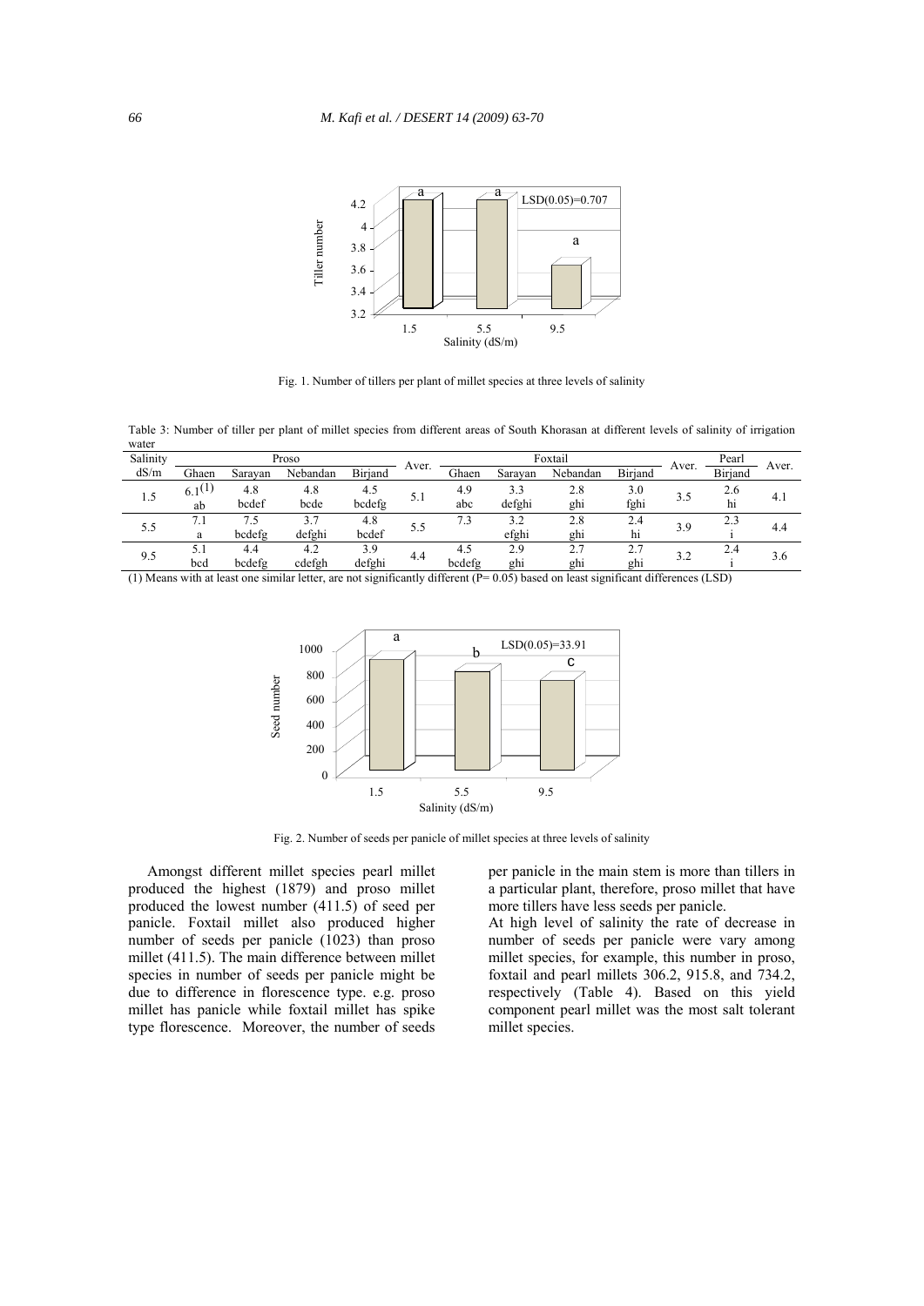Fig. 1. Number of tillers per plant of millet species at three levels of salinity

Table 3: Number of tiller per plant of millet species from different areas of South Khorasan at different levels of salinity of irrigation water

| Salinity dS/m | Proso | | | | Aver. | Foxtail | | | | Aver. | Pearl | Aver. |
|---|---|---|---|---|---|---|---|---|---|---|---|---|
| | Ghaen | Sarayan | Nebandan | Birjand | | Ghaen | Sarayan | Nebandan | Birjand | | Birjand | |
| 1.5 | 6.1[(1)] ab | 4.8 bcdef | 4.8 bcde | 4.5 bcdefg | 5.1 | 4.9 abc | 3.3 defghi | 2.8 ghi | 3.0 fghi | 3.5 | 2.6 hi | 4.1 |
| 5.5 | 7.1 a | 7.5 bcdefg | 3.7 defghi | 4.8 bcdef | 5.5 | 7.3 | 3.2 efghi | 2.8 ghi | 2.4 hi | 3.9 | 2.3 i | 4.4 |
| 9.5 | 5.1 bcd | 4.4 bcdefg | 4.2 cdefgh | 3.9 defghi | 4.4 | 4.5 bcdefg | 2.9 ghi | 2.7 ghi | 2.7 ghi | 3.2 | 2.4 i | 3.6 |

(1) Means with at least one similar letter, are not significantly different (P= 0.05) based on least significant differences (LSD)

Fig. 2. Number of seeds per panicle of millet species at three levels of salinity

Amongst different millet species pearl millet produced the highest (1879) and proso millet produced the lowest number (411.5) of seed per panicle. Foxtail millet also produced higher number of seeds per panicle (1023) than proso millet (411.5). The main difference between millet species in number of seeds per panicle might be due to difference in florescence type. e.g. proso millet has panicle while foxtail millet has spike type florescence. Moreover, the number of seeds per panicle in the main stem is more than tillers in a particular plant, therefore, proso millet that have more tillers have less seeds per panicle.

At high level of salinity the rate of decrease in number of seeds per panicle were vary among millet species, for example, this number in proso, foxtail and pearl millets 306.2, 915.8, and 734.2, respectively (Table 4). Based on this yield component pearl millet was the most salt tolerant millet species.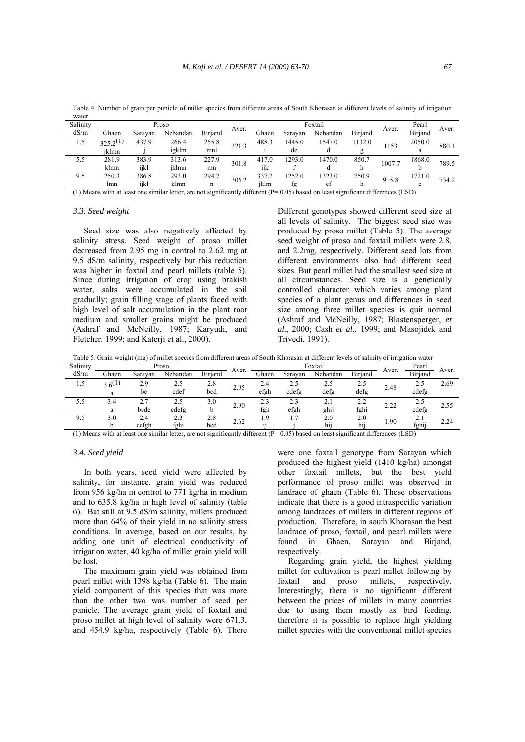Table 4: Number of grain per punicle of millet species from different areas of South Khorasan at different levels of salinity of irrigation water

| Salinity dS/m | Proso | | | | Aver. | Foxtail | | | | Aver. | Pearl | Aver. |
|---|---|---|---|---|---|---|---|---|---|---|---|---|
| | Ghaen | Sarayan | Nebandan | Birjand | | Ghaen | Sarayan | Nebandan | Birjand | | Birjand | |
| 1.5 | 325.2(1) jklmn | 437.9 ij | 266.4 igklm | 255.8 mnl | 321.3 | 488.3 i | 1445.0 de | 1547.0 d | 1132.0 g | 1153 | 2050.0 a | 880.1 |
| 5.5 | 281.9 klmn | 383.9 ijkl | 313.6 jklmn | 227.9 mn | 301.8 | 417.0 ijk | 1293.0 f | 1470.0 d | 850.7 h | 1007.7 | 1868.0 b | 789.5 |
| 9.5 | 250.3 lmn | 386.8 ijkl | 293.0 klmn | 294.7 n | 306.2 | 337.2 jklm | 1252.0 fg | 1323.0 ef | 750.9 h | 915.8 | 1721.0 c | 734.2 |

(1) Means with at least one similar letter, are not significantly different (P= 0.05) based on least significant differences (LSD)

### 3.3. Seed weight

Seed size was also negatively affected by salinity stress. Seed weight of proso millet decreased from 2.95 mg in control to 2.62 mg at 9.5 dS/m salinity, respectively but this reduction was higher in foxtail and pearl millets (table 5). Since during irrigation of crop using brakish water, salts were accumulated in the soil gradually; grain filling stage of plants faced with high level of salt accumulation in the plant root medium and smaller grains might be produced (Ashraf and McNeilly, 1987; Karyudi, and Fletcher. 1999; and Katerji et al., 2000).

Different genotypes showed different seed size at all levels of salinity. The biggest seed size was produced by proso millet (Table 5). The average seed weight of proso and foxtail millets were 2.8, and 2.2mg, respectively. Different seed lots from different environments also had different seed sizes. But pearl millet had the smallest seed size at all circumstances. Seed size is a genetically controlled character which varies among plant species of a plant genus and differences in seed size among three millet species is quit normal (Ashraf and McNeilly, 1987; Blastensperger, *et al.*, 2000; Cash *et al.*, 1999; and Masojidek and Trivedi, 1991).

Table 5: Grain weight (mg) of millet species from different areas of South Khorasan at different levels of salinity of irrigation water

| Salinity dS/m | Proso | | | | Aver. | Foxtail | | | | Aver. | Pearl | Aver. |
|---|---|---|---|---|---|---|---|---|---|---|---|---|
| | Ghaen | Sarayan | Nebandan | Birjand | | Ghaen | Sarayan | Nebandan | Birjand | | Birjand | |
| 1.5 | 3.6(1) a | 2.9 bc | 2.5 cdef | 2.8 bcd | 2.95 | 2.4 efgh | 2.5 cdefg | 2.5 defg | 2.5 defg | 2.48 | 2.5 cdefg | 2.69 |
| 5.5 | 3.4 a | 2.7 bcde | 2.5 cdefg | 3.0 b | 2.90 | 2.3 fgh | 2.3 efgh | 2.1 ghij | 2.2 fghi | 2.22 | 2.5 cdefg | 2.55 |
| 9.5 | 3.0 b | 2.4 cefgh | 2.3 fghi | 2.8 bcd | 2.62 | 1.9 ij | 1.7 j | 2.0 hij | 2.0 hij | 1.90 | 2.1 fghij | 2.24 |

(1) Means with at least one similar letter, are not significantly different (P= 0.05) based on least significant differences (LSD)

### 3.4. Seed yield

In both years, seed yield were affected by salinity, for instance, grain yield was reduced from 956 kg/ha in control to 771 kg/ha in medium and to 635.8 kg/ha in high level of salinity (table 6). But still at 9.5 dS/m salinity, millets produced more than 64% of their yield in no salinity stress conditions. In average, based on our results, by adding one unit of electrical conductivity of irrigation water, 40 kg/ha of millet grain yield will be lost.

The maximum grain yield was obtained from pearl millet with 1398 kg/ha (Table 6). The main yield component of this species that was more than the other two was number of seed per panicle. The average grain yield of foxtail and proso millet at high level of salinity were 671.3, and 454.9 kg/ha, respectively (Table 6). There were one foxtail genotype from Sarayan which produced the highest yield (1410 kg/ha) amongst other foxtail millets, but the best yield performance of proso millet was observed in landrace of ghaen (Table 6). These observations indicate that there is a good intraspecific variation among landraces of millets in different regions of production. Therefore, in south Khorasan the best landrace of proso, foxtail, and pearl millets were found in Ghaen, Sarayan and Birjand, respectively.

Regarding grain yield, the highest yielding millet for cultivation is pearl millet following by foxtail and proso millets, respectively. Interestingly, there is no significant different between the prices of millets in many countries due to using them mostly as bird feeding, therefore it is possible to replace high yielding millet species with the conventional millet species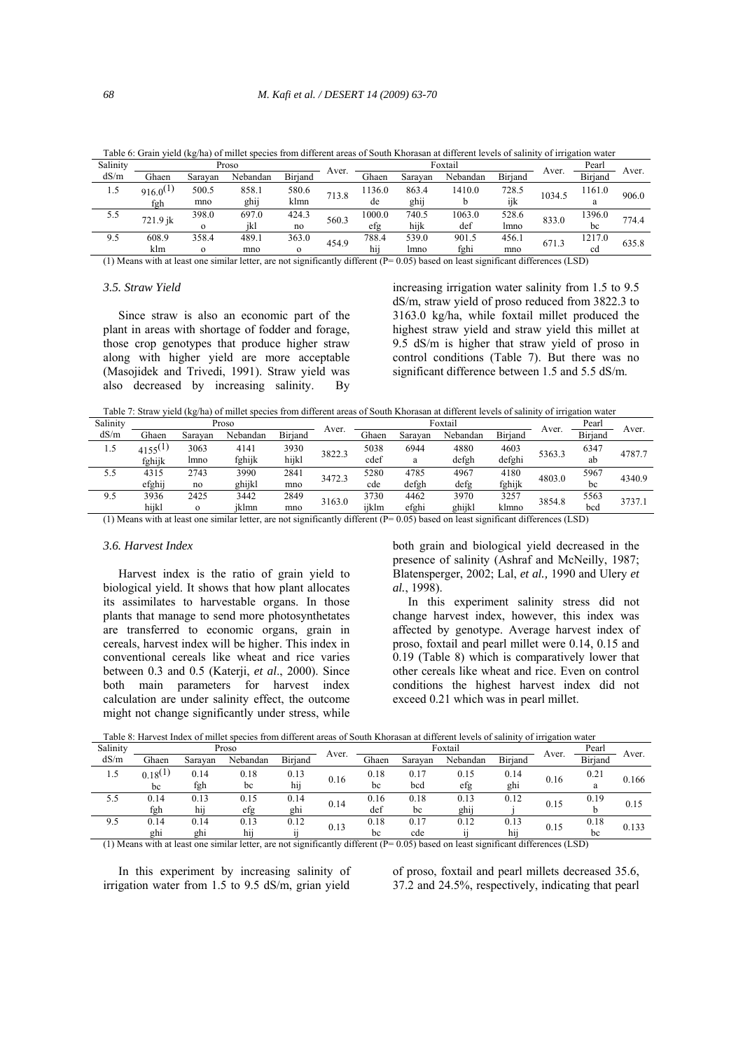Table 6: Grain yield (kg/ha) of millet species from different areas of South Khorasan at different levels of salinity of irrigation water

| Salinity | Proso | | | | Aver. | Foxtail | | | | Aver. | Pearl | Aver. |
|---|---|---|---|---|---|---|---|---|---|---|---|---|
| dS/m | Ghaen | Sarayan | Nebandan | Birjand | | Ghaen | Sarayan | Nebandan | Birjand | | Birjand | |
| 1.5 | 916.0[(1)] fgh | 500.5 mno | 858.1 ghij | 580.6 klmn | 713.8 | 1136.0 de | 863.4 ghij | 1410.0 b | 728.5 ijk | 1034.5 | 1161.0 a | 906.0 |
| 5.5 | 721.9 jk | 398.0 o | 697.0 jkl | 424.3 no | 560.3 | 1000.0 efg | 740.5 hijk | 1063.0 def | 528.6 lmno | 833.0 | 1396.0 bc | 774.4 |
| 9.5 | 608.9 klm | 358.4 o | 489.1 mno | 363.0 o | 454.9 | 788.4 hij | 539.0 lmno | 901.5 fghi | 456.1 mno | 671.3 | 1217.0 cd | 635.8 |

(1) Means with at least one similar letter, are not significantly different (P= 0.05) based on least significant differences (LSD)

### 3.5. Straw Yield

Since straw is also an economic part of the plant in areas with shortage of fodder and forage, those crop genotypes that produce higher straw along with higher yield are more acceptable (Masojidek and Trivedi, 1991). Straw yield was also decreased by increasing salinity. By increasing irrigation water salinity from 1.5 to 9.5 dS/m, straw yield of proso reduced from 3822.3 to 3163.0 kg/ha, while foxtail millet produced the highest straw yield and straw yield this millet at 9.5 dS/m is higher that straw yield of proso in control conditions (Table 7). But there was no significant difference between 1.5 and 5.5 dS/m.

Table 7: Straw yield (kg/ha) of millet species from different areas of South Khorasan at different levels of salinity of irrigation water

| Salinity | Proso | | | | Aver. | Foxtail | | | | Aver. | Pearl | Aver. |
|---|---|---|---|---|---|---|---|---|---|---|---|---|
| dS/m | Ghaen | Sarayan | Nebandan | Birjand | | Ghaen | Sarayan | Nebandan | Birjand | | Birjand | |
| 1.5 | 4155[(1)] fghijk | 3063 lmno | 4141 fghijk | 3930 hijkl | 3822.3 | 5038 cdef | 6944 a | 4880 defgh | 4603 defghi | 5363.3 | 6347 ab | 4787.7 |
| 5.5 | 4315 efghij | 2743 no | 3990 ghijkl | 2841 mno | 3472.3 | 5280 cde | 4785 defgh | 4967 defg | 4180 fghijk | 4803.0 | 5967 bc | 4340.9 |
| 9.5 | 3936 hijkl | 2425 o | 3442 jklmn | 2849 mno | 3163.0 | 3730 ijklm | 4462 efghi | 3970 ghijkl | 3257 klmno | 3854.8 | 5563 bcd | 3737.1 |

(1) Means with at least one similar letter, are not significantly different (P= 0.05) based on least significant differences (LSD)

### 3.6. Harvest Index

Harvest index is the ratio of grain yield to biological yield. It shows that how plant allocates its assimilates to harvestable organs. In those plants that manage to send more photosynthetates are transferred to economic organs, grain in cereals, harvest index will be higher. This index in conventional cereals like wheat and rice varies between 0.3 and 0.5 (Katerji, *et al*., 2000). Since both main parameters for harvest index calculation are under salinity effect, the outcome might not change significantly under stress, while both grain and biological yield decreased in the presence of salinity (Ashraf and McNeilly, 1987; Blatensperger, 2002; Lal, *et al.,* 1990 and Ulery *et al.*, 1998).

In this experiment salinity stress did not change harvest index, however, this index was affected by genotype. Average harvest index of proso, foxtail and pearl millet were 0.14, 0.15 and 0.19 (Table 8) which is comparatively lower that other cereals like wheat and rice. Even on control conditions the highest harvest index did not exceed 0.21 which was in pearl millet.

Table 8: Harvest Index of millet species from different areas of South Khorasan at different levels of salinity of irrigation water

| Salinity | Proso | | | | Aver. | Foxtail | | | | Aver. | Pearl | Aver. |
|---|---|---|---|---|---|---|---|---|---|---|---|---|
| dS/m | Ghaen | Sarayan | Nebandan | Birjand | | Ghaen | Sarayan | Nebandan | Birjand | | Birjand | |
| 1.5 | 0.18[(1)] bc | 0.14 fgh | 0.18 bc | 0.13 hij | 0.16 | 0.18 bc | 0.17 bcd | 0.15 efg | 0.14 ghi | 0.16 | 0.21 a | 0.166 |
| 5.5 | 0.14 fgh | 0.13 hij | 0.15 efg | 0.14 ghi | 0.14 | 0.16 def | 0.18 bc | 0.13 ghij | 0.12 j | 0.15 | 0.19 b | 0.15 |
| 9.5 | 0.14 ghi | 0.14 ghi | 0.13 hij | 0.12 ij | 0.13 | 0.18 bc | 0.17 cde | 0.12 ij | 0.13 hij | 0.15 | 0.18 bc | 0.133 |

(1) Means with at least one similar letter, are not significantly different (P= 0.05) based on least significant differences (LSD)

In this experiment by increasing salinity of irrigation water from 1.5 to 9.5 dS/m, grian yield of proso, foxtail and pearl millets decreased 35.6, 37.2 and 24.5%, respectively, indicating that pearl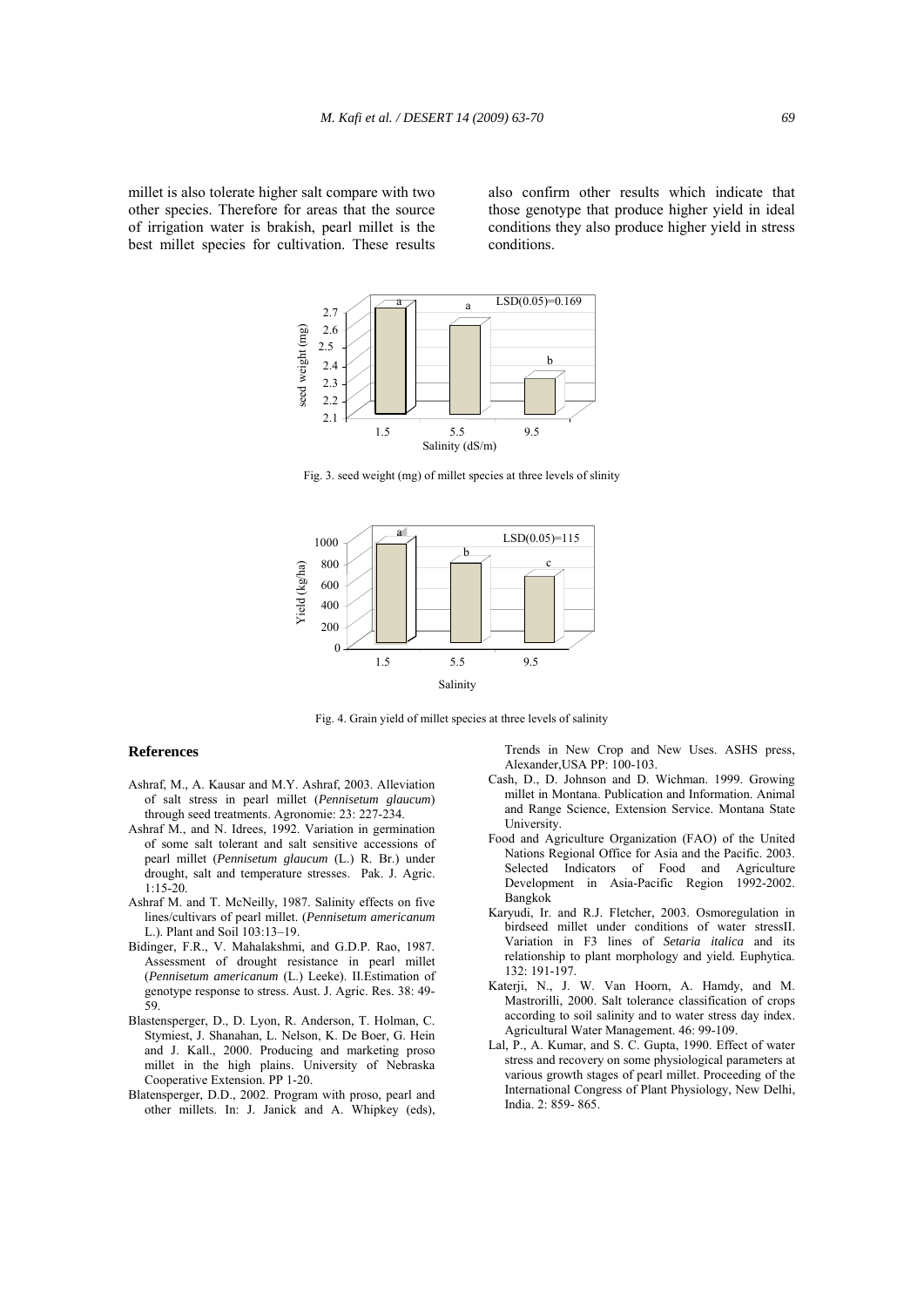millet is also tolerate higher salt compare with two other species. Therefore for areas that the source of irrigation water is brakish, pearl millet is the best millet species for cultivation. These results also confirm other results which indicate that those genotype that produce higher yield in ideal conditions they also produce higher yield in stress conditions.

Fig. 3. seed weight (mg) of millet species at three levels of slinity

Fig. 4. Grain yield of millet species at three levels of salinity

## References

Ashraf, M., A. Kausar and M.Y. Ashraf, 2003. Alleviation of salt stress in pearl millet (*Pennisetum glaucum*) through seed treatments. Agronomie: 23: 227-234.

Ashraf M., and N. Idrees, 1992. Variation in germination of some salt tolerant and salt sensitive accessions of pearl millet (*Pennisetum glaucum* (L.) R. Br.) under drought, salt and temperature stresses. Pak. J. Agric. 1:15-20.

Ashraf M. and T. McNeilly, 1987. Salinity effects on five lines/cultivars of pearl millet. (*Pennisetum americanum* L.). Plant and Soil 103:13–19.

Bidinger, F.R., V. Mahalakshmi, and G.D.P. Rao, 1987. Assessment of drought resistance in pearl millet (*Pennisetum americanum* (L.) Leeke). II.Estimation of genotype response to stress. Aust. J. Agric. Res. 38: 49-59.

Blastensperger, D., D. Lyon, R. Anderson, T. Holman, C. Stymiest, J. Shanahan, L. Nelson, K. De Boer, G. Hein and J. Kall., 2000. Producing and marketing proso millet in the high plains. University of Nebraska Cooperative Extension. PP 1-20.

Blatensperger, D.D., 2002. Program with proso, pearl and other millets. In: J. Janick and A. Whipkey (eds), Trends in New Crop and New Uses. ASHS press, Alexander,USA PP: 100-103.

Cash, D., D. Johnson and D. Wichman. 1999. Growing millet in Montana. Publication and Information. Animal and Range Science, Extension Service. Montana State University.

Food and Agriculture Organization (FAO) of the United Nations Regional Office for Asia and the Pacific. 2003. Selected Indicators of Food and Agriculture Development in Asia-Pacific Region 1992-2002. Bangkok

Karyudi, Ir. and R.J. Fletcher, 2003. Osmoregulation in birdseed millet under conditions of water stressII. Variation in F3 lines of *Setaria italica* and its relationship to plant morphology and yield. Euphytica. 132: 191-197.

Katerji, N., J. W. Van Hoorn, A. Hamdy, and M. Mastrorilli, 2000. Salt tolerance classification of crops according to soil salinity and to water stress day index. Agricultural Water Management. 46: 99-109.

Lal, P., A. Kumar, and S. C. Gupta, 1990. Effect of water stress and recovery on some physiological parameters at various growth stages of pearl millet. Proceeding of the International Congress of Plant Physiology, New Delhi, India. 2: 859- 865.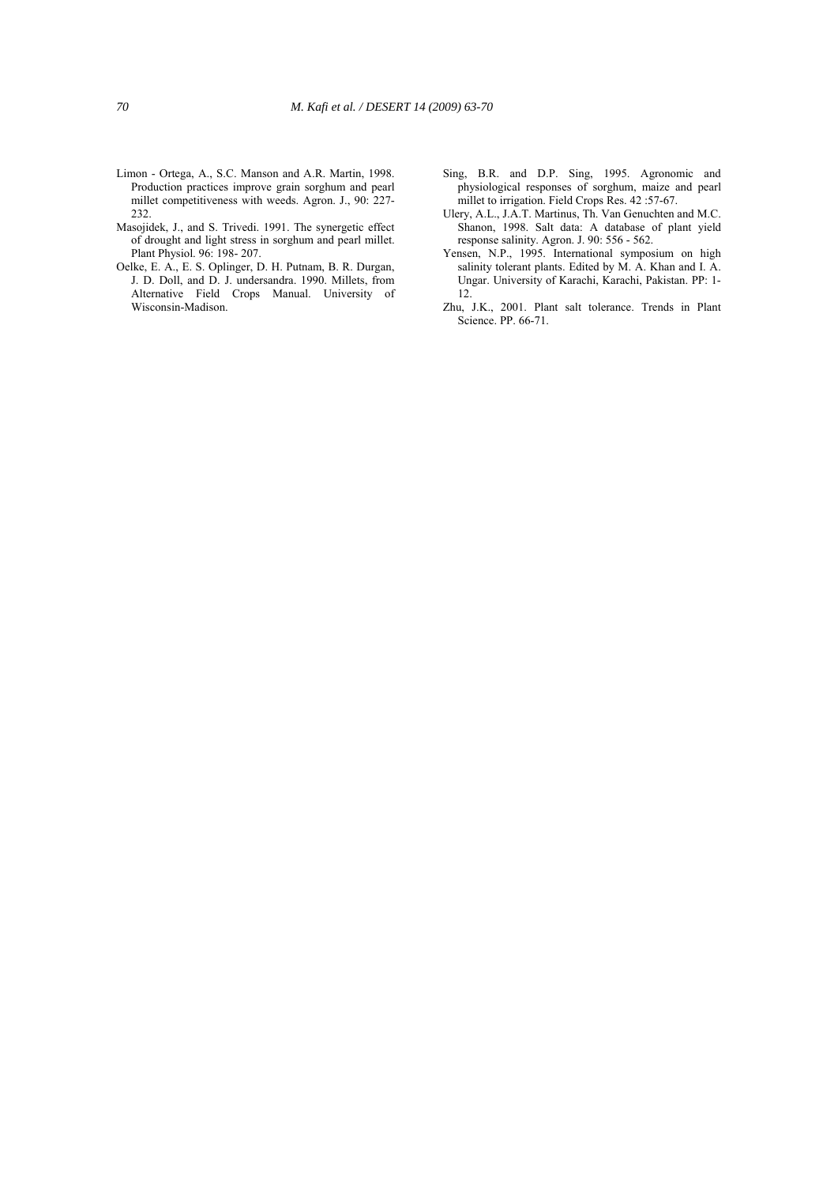Limon - Ortega, A., S.C. Manson and A.R. Martin, 1998. Production practices improve grain sorghum and pearl millet competitiveness with weeds. Agron. J., 90: 227-232.

Masojidek, J., and S. Trivedi. 1991. The synergetic effect of drought and light stress in sorghum and pearl millet. Plant Physiol. 96: 198- 207.

Oelke, E. A., E. S. Oplinger, D. H. Putnam, B. R. Durgan, J. D. Doll, and D. J. undersandra. 1990. Millets, from Alternative Field Crops Manual. University of Wisconsin-Madison.

Sing, B.R. and D.P. Sing, 1995. Agronomic and physiological responses of sorghum, maize and pearl millet to irrigation. Field Crops Res. 42 :57-67.

Ulery, A.L., J.A.T. Martinus, Th. Van Genuchten and M.C. Shanon, 1998. Salt data: A database of plant yield response salinity. Agron. J. 90: 556 - 562.

Yensen, N.P., 1995. International symposium on high salinity tolerant plants. Edited by M. A. Khan and I. A. Ungar. University of Karachi, Karachi, Pakistan. PP: 1-12.

Zhu, J.K., 2001. Plant salt tolerance. Trends in Plant Science. PP. 66-71.